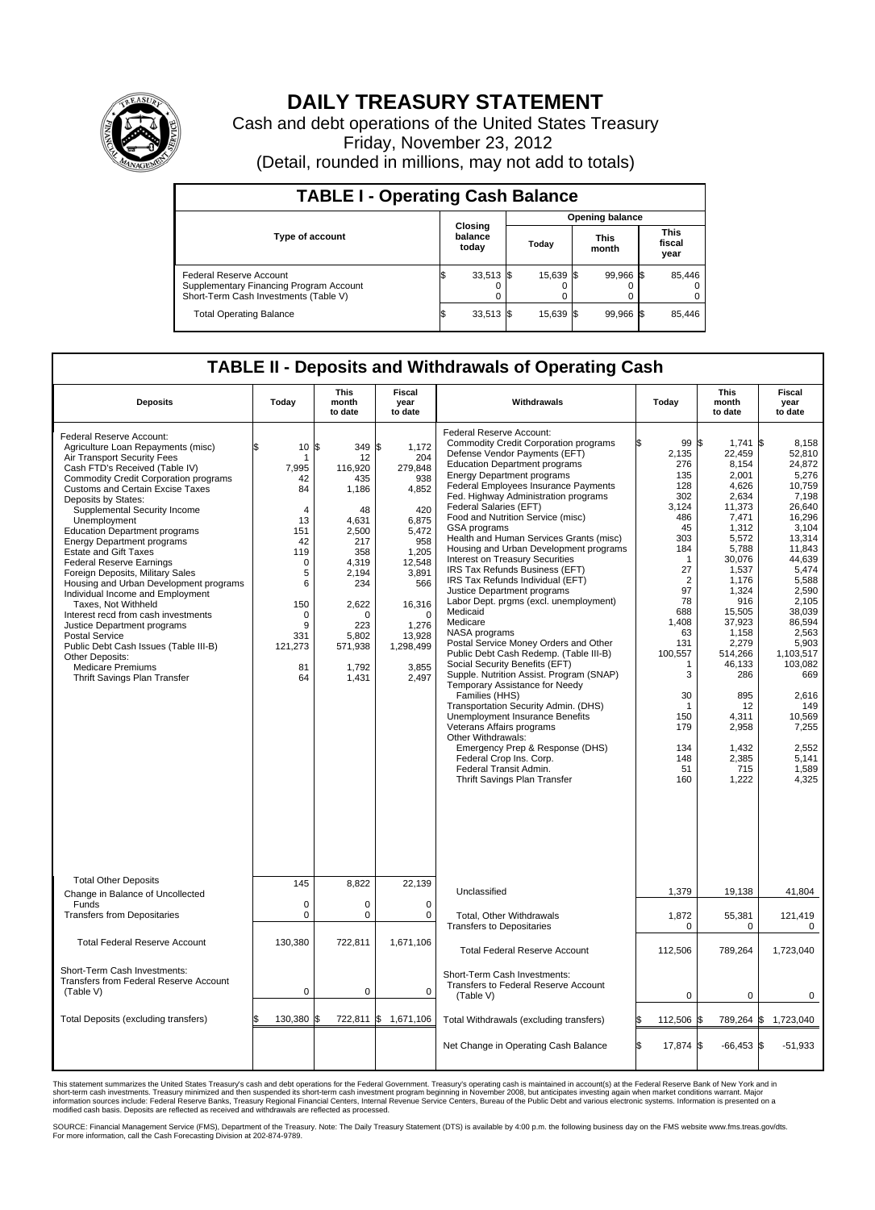# DAILY TREASURY STATEMENT

Cash and debt operations of the United States Treasury

Friday, November 23, 2012

(Detail, rounded in millions, may not add to totals)

## TABLE I - Operating Cash Balance

| Type of account | Closing balance today | Opening balance Today | Opening balance This month | Opening balance This fiscal year |
|---|---|---|---|---|
| Federal Reserve Account | $ 33,513 | $ 15,639 | $ 99,966 | $ 85,446 |
| Supplementary Financing Program Account | 0 | 0 | 0 | 0 |
| Short-Term Cash Investments (Table V) | 0 | 0 | 0 | 0 |
| Total Operating Balance | $ 33,513 | $ 15,639 | $ 99,966 | $ 85,446 |

## TABLE II - Deposits and Withdrawals of Operating Cash

| Deposits | Today | This month to date | Fiscal year to date | Withdrawals | Today | This month to date | Fiscal year to date |
|---|---|---|---|---|---|---|---|
| Federal Reserve Account: | | | | Federal Reserve Account: | | | |
| Agriculture Loan Repayments (misc) | $ 10 | $ 349 | $ 1,172 | Commodity Credit Corporation programs | $ 99 | $ 1,741 | $ 8,158 |
| Air Transport Security Fees | 1 | 12 | 204 | Defense Vendor Payments (EFT) | 2,135 | 22,459 | 52,810 |
| Cash FTD's Received (Table IV) | 7,995 | 116,920 | 279,848 | Education Department programs | 276 | 8,154 | 24,872 |
| Commodity Credit Corporation programs | 42 | 435 | 938 | Energy Department programs | 135 | 2,001 | 5,276 |
| Customs and Certain Excise Taxes | 84 | 1,186 | 4,852 | Federal Employees Insurance Payments | 128 | 4,626 | 10,759 |
| Deposits by States: | | | | Fed. Highway Administration programs | 302 | 2,634 | 7,198 |
| Supplemental Security Income | 4 | 48 | 420 | Federal Salaries (EFT) | 3,124 | 11,373 | 26,640 |
| Unemployment | 13 | 4,631 | 6,875 | Food and Nutrition Service (misc) | 486 | 7,471 | 16,296 |
| Education Department programs | 151 | 2,500 | 5,472 | GSA programs | 45 | 1,312 | 3,104 |
| Energy Department programs | 42 | 217 | 958 | Health and Human Services Grants (misc) | 303 | 5,572 | 13,314 |
| Estate and Gift Taxes | 119 | 358 | 1,205 | Housing and Urban Development programs | 184 | 5,788 | 11,843 |
| Federal Reserve Earnings | 0 | 4,319 | 12,548 | Interest on Treasury Securities | 1 | 30,076 | 44,639 |
| Foreign Deposits, Military Sales | 5 | 2,194 | 3,891 | IRS Tax Refunds Business (EFT) | 27 | 1,537 | 5,474 |
| Housing and Urban Development programs | 6 | 234 | 566 | IRS Tax Refunds Individual (EFT) | 2 | 1,176 | 5,588 |
| Individual Income and Employment | | | | Justice Department programs | 97 | 1,324 | 2,590 |
| Taxes, Not Withheld | 150 | 2,622 | 16,316 | Labor Dept. prgms (excl. unemployment) | 78 | 916 | 2,105 |
| Interest recd from cash investments | 0 | 0 | 0 | Medicaid | 688 | 15,505 | 38,039 |
| Justice Department programs | 9 | 223 | 1,276 | Medicare | 1,408 | 37,923 | 86,594 |
| Postal Service | 331 | 5,802 | 13,928 | NASA programs | 63 | 1,158 | 2,563 |
| Public Debt Cash Issues (Table III-B) | 121,273 | 571,938 | 1,298,499 | Postal Service Money Orders and Other | 131 | 2,279 | 5,903 |
| Other Deposits: | | | | Public Debt Cash Redemp. (Table III-B) | 100,557 | 514,266 | 1,103,517 |
| Medicare Premiums | 81 | 1,792 | 3,855 | Social Security Benefits (EFT) | 1 | 46,133 | 103,082 |
| Thrift Savings Plan Transfer | 64 | 1,431 | 2,497 | Supple. Nutrition Assist. Program (SNAP) | 3 | 286 | 669 |
| | | | | Temporary Assistance for Needy Families (HHS) | 30 | 895 | 2,616 |
| | | | | Transportation Security Admin. (DHS) | 1 | 12 | 149 |
| | | | | Unemployment Insurance Benefits | 150 | 4,311 | 10,569 |
| | | | | Veterans Affairs programs | 179 | 2,958 | 7,255 |
| | | | | Other Withdrawals: | | | |
| | | | | Emergency Prep & Response (DHS) | 134 | 1,432 | 2,552 |
| | | | | Federal Crop Ins. Corp. | 148 | 2,385 | 5,141 |
| | | | | Federal Transit Admin. | 51 | 715 | 1,589 |
| | | | | Thrift Savings Plan Transfer | 160 | 1,222 | 4,325 |
| Total Other Deposits | 145 | 8,822 | 22,139 | Unclassified | 1,379 | 19,138 | 41,804 |
| Change in Balance of Uncollected Funds | 0 | 0 | 0 | | | | |
| Transfers from Depositaries | 0 | 0 | 0 | Total, Other Withdrawals | 1,872 | 55,381 | 121,419 |
| | | | | Transfers to Depositaries | 0 | 0 | 0 |
| Total Federal Reserve Account | 130,380 | 722,811 | 1,671,106 | Total Federal Reserve Account | 112,506 | 789,264 | 1,723,040 |
| Short-Term Cash Investments: Transfers from Federal Reserve Account (Table V) | 0 | 0 | 0 | Short-Term Cash Investments: Transfers to Federal Reserve Account (Table V) | 0 | 0 | 0 |
| Total Deposits (excluding transfers) | $ 130,380 | $ 722,811 | $ 1,671,106 | Total Withdrawals (excluding transfers) | $ 112,506 | $ 789,264 | $ 1,723,040 |
| | | | | Net Change in Operating Cash Balance | $ 17,874 | $ -66,453 | $ -51,933 |

This statement summarizes the United States Treasury's cash and debt operations for the Federal Government. Treasury's operating cash is maintained in account(s) at the Federal Reserve Bank of New York and in short-term cash investments. Treasury minimized and then suspended its short-term cash investment program beginning in November 2008, but anticipates investing again when market conditions warrant. Major information sources include: Federal Reserve Banks, Treasury Regional Financial Centers, Internal Revenue Service Centers, Bureau of the Public Debt and various electronic systems. Information is presented on a modified cash basis. Deposits are reflected as received and withdrawals are reflected as processed.

SOURCE: Financial Management Service (FMS), Department of the Treasury. Note: The Daily Treasury Statement (DTS) is available by 4:00 p.m. the following business day on the FMS website www.fms.treas.gov/dts. For more information, call the Cash Forecasting Division at 202-874-9789.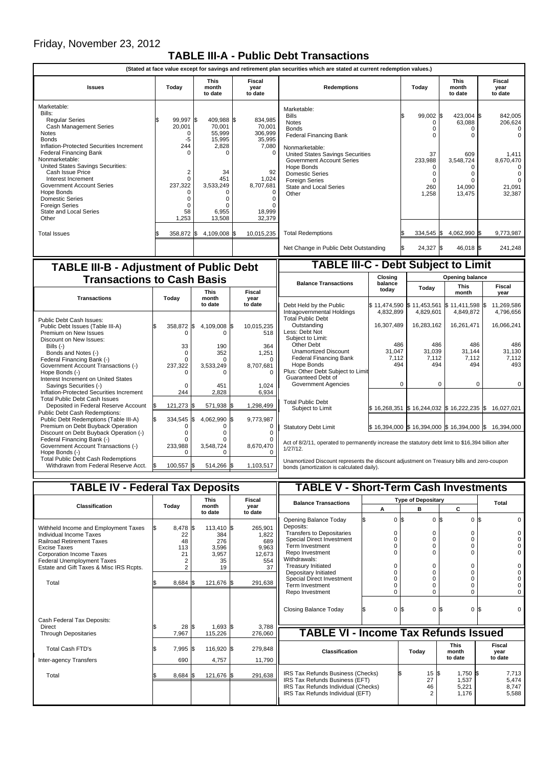Friday, November 23, 2012

# TABLE III-A - Public Debt Transactions

(Stated at face value except for savings and retirement plan securities which are stated at current redemption values.)

| Issues | Today | This month to date | Fiscal year to date |
|---|---|---|---|
| Marketable: | | | |
| Bills: | | | |
| Regular Series | $ 99,997 | $ 409,988 | $ 834,985 |
| Cash Management Series | 20,001 | 70,001 | 70,001 |
| Notes | 0 | 55,999 | 306,999 |
| Bonds | -5 | 15,995 | 35,995 |
| Inflation-Protected Securities Increment | 244 | 2,828 | 7,080 |
| Federal Financing Bank | 0 | 0 | 0 |
| Nonmarketable: | | | |
| United States Savings Securities: | | | |
| Cash Issue Price | 2 | 34 | 92 |
| Interest Increment | 0 | 451 | 1,024 |
| Government Account Series | 237,322 | 3,533,249 | 8,707,681 |
| Hope Bonds | 0 | 0 | 0 |
| Domestic Series | 0 | 0 | 0 |
| Foreign Series | 0 | 0 | 0 |
| State and Local Series | 58 | 6,955 | 18,999 |
| Other | 1,253 | 13,508 | 32,379 |
| Total Issues | $ 358,872 | $ 4,109,008 | $ 10,015,235 |

| Redemptions | Today | This month to date | Fiscal year to date |
|---|---|---|---|
| Marketable: | | | |
| Bills | $ 99,002 | $ 423,004 | $ 842,005 |
| Notes | 0 | 63,088 | 206,624 |
| Bonds | 0 | 0 | 0 |
| Federal Financing Bank | 0 | 0 | 0 |
| Nonmarketable: | | | |
| United States Savings Securities | 37 | 609 | 1,411 |
| Government Account Series | 233,988 | 3,548,724 | 8,670,470 |
| Hope Bonds | 0 | 0 | 0 |
| Domestic Series | 0 | 0 | 0 |
| Foreign Series | 0 | 0 | 0 |
| State and Local Series | 260 | 14,090 | 21,091 |
| Other | 1,258 | 13,475 | 32,387 |
| Total Redemptions | $ 334,545 | $ 4,062,990 | $ 9,773,987 |
| Net Change in Public Debt Outstanding | $ 24,327 | $ 46,018 | $ 241,248 |

# TABLE III-B - Adjustment of Public Debt Transactions to Cash Basis

| Transactions | Today | This month to date | Fiscal year to date |
|---|---|---|---|
| Public Debt Cash Issues: | | | |
| Public Debt Issues (Table III-A) | $ 358,872 | $ 4,109,008 | $ 10,015,235 |
| Premium on New Issues | 0 | 0 | 518 |
| Discount on New Issues: | | | |
| Bills (-) | 33 | 190 | 364 |
| Bonds and Notes (-) | 0 | 352 | 1,251 |
| Federal Financing Bank (-) | 0 | 0 | 0 |
| Government Account Transactions (-) | 237,322 | 3,533,249 | 8,707,681 |
| Hope Bonds (-) | 0 | 0 | 0 |
| Interest Increment on United States Savings Securities (-) | 0 | 451 | 1,024 |
| Inflation-Protected Securities Increment | 244 | 2,828 | 6,934 |
| Total Public Debt Cash Issues Deposited in Federal Reserve Account | $ 121,273 | $ 571,938 | $ 1,298,499 |
| Public Debt Cash Redemptions: | | | |
| Public Debt Redemptions (Table III-A) | $ 334,545 | $ 4,062,990 | $ 9,773,987 |
| Premium on Debt Buyback Operation | 0 | 0 | 0 |
| Discount on Debt Buyback Operation (-) | 0 | 0 | 0 |
| Federal Financing Bank (-) | 0 | 0 | 0 |
| Government Account Transactions (-) | 233,988 | 3,548,724 | 8,670,470 |
| Hope Bonds (-) | 0 | 0 | 0 |
| Total Public Debt Cash Redemptions Withdrawn from Federal Reserve Acct. | $ 100,557 | $ 514,266 | $ 1,103,517 |

# TABLE III-C - Debt Subject to Limit

| Balance Transactions | Closing balance today | Opening balance Today | Opening balance This month | Opening balance Fiscal year |
|---|---|---|---|---|
| Debt Held by the Public | $ 11,474,590 | $ 11,453,561 | $ 11,411,598 | $ 11,269,586 |
| Intragovernmental Holdings | 4,832,899 | 4,829,601 | 4,849,872 | 4,796,656 |
| Total Public Debt Outstanding | 16,307,489 | 16,283,162 | 16,261,471 | 16,066,241 |
| Less: Debt Not Subject to Limit: | | | | |
| Other Debt | 486 | 486 | 486 | 486 |
| Unamortized Discount | 31,047 | 31,039 | 31,144 | 31,130 |
| Federal Financing Bank | 7,112 | 7,112 | 7,112 | 7,112 |
| Hope Bonds | 494 | 494 | 494 | 493 |
| Plus: Other Debt Subject to Limit | | | | |
| Guaranteed Debt of Government Agencies | 0 | 0 | 0 | 0 |
| Total Public Debt Subject to Limit | $ 16,268,351 | $ 16,244,032 | $ 16,222,235 | $ 16,027,021 |
| Statutory Debt Limit | $ 16,394,000 | $ 16,394,000 | $ 16,394,000 | $ 16,394,000 |

Act of 8/2/11, operated to permanently increase the statutory debt limit to $16,394 billion after 1/27/12.

Unamortized Discount represents the discount adjustment on Treasury bills and zero-coupon bonds (amortization is calculated daily).

# TABLE IV - Federal Tax Deposits

| Classification | Today | This month to date | Fiscal year to date |
|---|---|---|---|
| Withheld Income and Employment Taxes | $ 8,478 | $ 113,410 | $ 265,901 |
| Individual Income Taxes | 22 | 384 | 1,822 |
| Railroad Retirement Taxes | 48 | 276 | 689 |
| Excise Taxes | 113 | 3,596 | 9,963 |
| Corporation Income Taxes | 21 | 3,957 | 12,673 |
| Federal Unemployment Taxes | 2 | 35 | 554 |
| Estate and Gift Taxes & Misc IRS Rcpts. | 2 | 19 | 37 |
| Total | $ 8,684 | $ 121,676 | $ 291,638 |
| Cash Federal Tax Deposits: | | | |
| Direct | $ 28 | $ 1,693 | $ 3,788 |
| Through Depositaries | 7,967 | 115,226 | 276,060 |
| Total Cash FTD's | $ 7,995 | $ 116,920 | $ 279,848 |
| Inter-agency Transfers | 690 | 4,757 | 11,790 |
| Total | $ 8,684 | $ 121,676 | $ 291,638 |

# TABLE V - Short-Term Cash Investments

| Balance Transactions | Type of Depositary A | B | C | Total |
|---|---|---|---|---|
| Opening Balance Today | $ 0 | $ 0 | $ 0 | $ 0 |
| Deposits: | | | | |
| Transfers to Depositaries | 0 | 0 | 0 | 0 |
| Special Direct Investment | 0 | 0 | 0 | 0 |
| Term Investment | 0 | 0 | 0 | 0 |
| Repo Investment | 0 | 0 | 0 | 0 |
| Withdrawals: | | | | |
| Treasury Initiated | 0 | 0 | 0 | 0 |
| Depositary Initiated | 0 | 0 | 0 | 0 |
| Special Direct Investment | 0 | 0 | 0 | 0 |
| Term Investment | 0 | 0 | 0 | 0 |
| Repo Investment | 0 | 0 | 0 | 0 |
| Closing Balance Today | $ 0 | $ 0 | $ 0 | $ 0 |

# TABLE VI - Income Tax Refunds Issued

| Classification | Today | This month to date | Fiscal year to date |
|---|---|---|---|
| IRS Tax Refunds Business (Checks) | $ 15 | $ 1,750 | $ 7,713 |
| IRS Tax Refunds Business (EFT) | 27 | 1,537 | 5,474 |
| IRS Tax Refunds Individual (Checks) | 46 | 5,221 | 8,747 |
| IRS Tax Refunds Individual (EFT) | 2 | 1,176 | 5,588 |